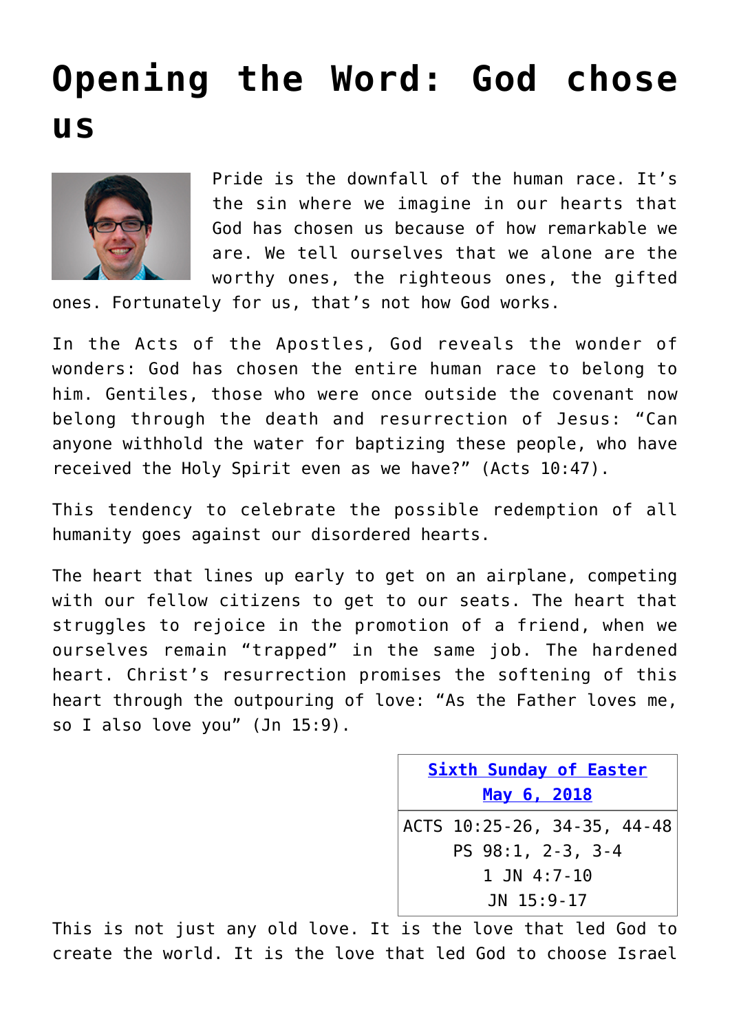# Opening the Word: God chose us

Pride is the downfall of the human race. It's the sin where we imagine in our hearts that God has chosen us because of how remarkable we are. We tell ourselves that we alone are the worthy ones, the righteous ones, the gifted ones. Fortunately for us, that's not how God works.

In the Acts of the Apostles, God reveals the wonder of wonders: God has chosen the entire human race to belong to him. Gentiles, those who were once outside the covenant now belong through the death and resurrection of Jesus: "Can anyone withhold the water for baptizing these people, who have received the Holy Spirit even as we have?" (Acts 10:47).

This tendency to celebrate the possible redemption of all humanity goes against our disordered hearts.

The heart that lines up early to get on an airplane, competing with our fellow citizens to get to our seats. The heart that struggles to rejoice in the promotion of a friend, when we ourselves remain "trapped" in the same job. The hardened heart. Christ's resurrection promises the softening of this heart through the outpouring of love: "As the Father loves me, so I also love you" (Jn 15:9).

| Sixth Sunday of Easter<br>May 6, 2018 |
|---|
| ACTS 10:25-26, 34-35, 44-48<br>PS 98:1, 2-3, 3-4<br>1 JN 4:7-10<br>JN 15:9-17 |

This is not just any old love. It is the love that led God to create the world. It is the love that led God to choose Israel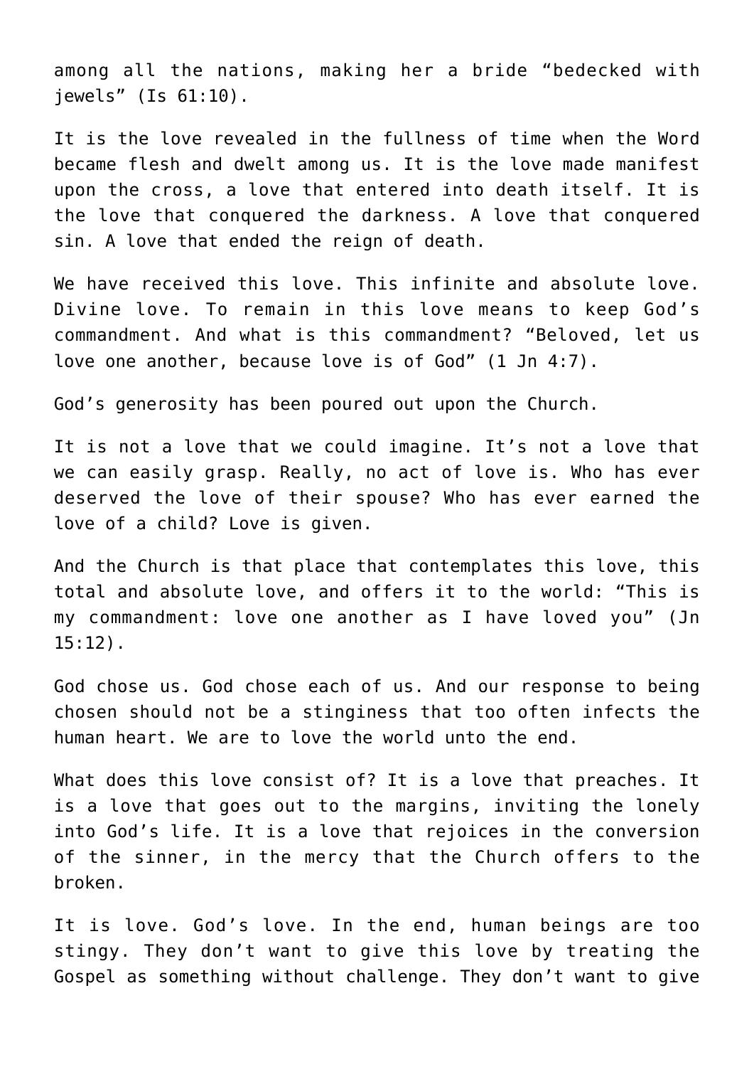among all the nations, making her a bride "bedecked with jewels" (Is 61:10).

It is the love revealed in the fullness of time when the Word became flesh and dwelt among us. It is the love made manifest upon the cross, a love that entered into death itself. It is the love that conquered the darkness. A love that conquered sin. A love that ended the reign of death.

We have received this love. This infinite and absolute love. Divine love. To remain in this love means to keep God's commandment. And what is this commandment? "Beloved, let us love one another, because love is of God" (1 Jn 4:7).

God's generosity has been poured out upon the Church.

It is not a love that we could imagine. It's not a love that we can easily grasp. Really, no act of love is. Who has ever deserved the love of their spouse? Who has ever earned the love of a child? Love is given.

And the Church is that place that contemplates this love, this total and absolute love, and offers it to the world: "This is my commandment: love one another as I have loved you" (Jn 15:12).

God chose us. God chose each of us. And our response to being chosen should not be a stinginess that too often infects the human heart. We are to love the world unto the end.

What does this love consist of? It is a love that preaches. It is a love that goes out to the margins, inviting the lonely into God's life. It is a love that rejoices in the conversion of the sinner, in the mercy that the Church offers to the broken.

It is love. God's love. In the end, human beings are too stingy. They don't want to give this love by treating the Gospel as something without challenge. They don't want to give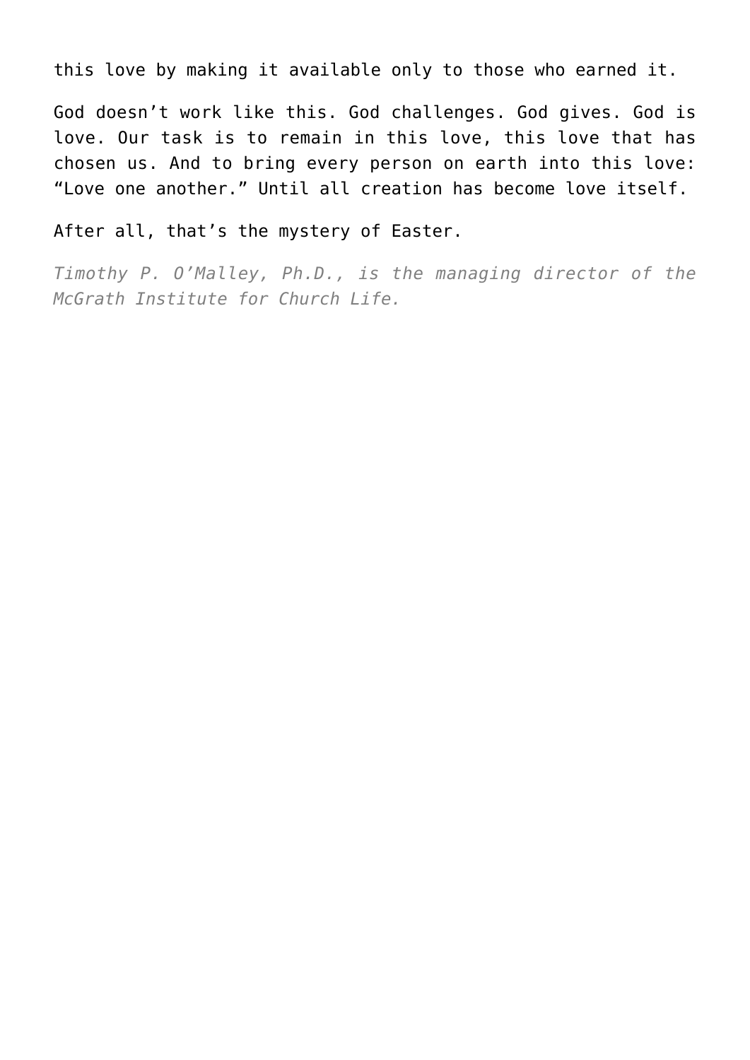this love by making it available only to those who earned it.

God doesn't work like this. God challenges. God gives. God is love. Our task is to remain in this love, this love that has chosen us. And to bring every person on earth into this love: "Love one another." Until all creation has become love itself.

After all, that's the mystery of Easter.

*Timothy P. O'Malley, Ph.D., is the managing director of the McGrath Institute for Church Life.*